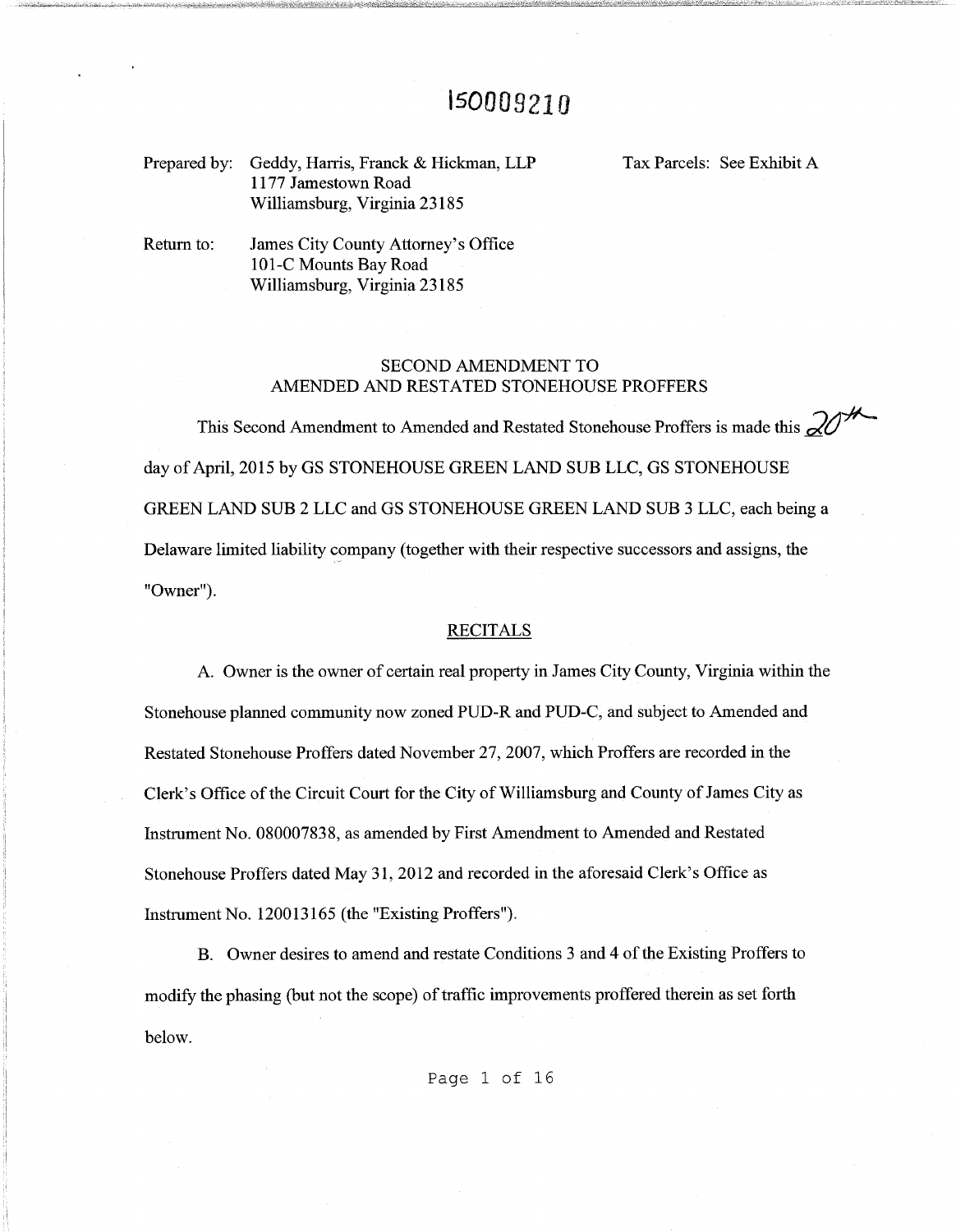150008210

Prepared by: Geddy, Harris, Franck & Hickman, LLP
1177 Jamestown Road
Williamsburg, Virginia 23185

Tax Parcels: See Exhibit A

Return to: James City County Attorney's Office
101-C Mounts Bay Road
Williamsburg, Virginia 23185

## SECOND AMENDMENT TO AMENDED AND RESTATED STONEHOUSE PROFFERS

This Second Amendment to Amended and Restated Stonehouse Proffers is made this 20th day of April, 2015 by GS STONEHOUSE GREEN LAND SUB LLC, GS STONEHOUSE GREEN LAND SUB 2 LLC and GS STONEHOUSE GREEN LAND SUB 3 LLC, each being a Delaware limited liability company (together with their respective successors and assigns, the "Owner").

## RECITALS

A. Owner is the owner of certain real property in James City County, Virginia within the Stonehouse planned community now zoned PUD-R and PUD-C, and subject to Amended and Restated Stonehouse Proffers dated November 27, 2007, which Proffers are recorded in the Clerk's Office of the Circuit Court for the City of Williamsburg and County of James City as Instrument No. 080007838, as amended by First Amendment to Amended and Restated Stonehouse Proffers dated May 31, 2012 and recorded in the aforesaid Clerk's Office as Instrument No. 120013165 (the "Existing Proffers").

B. Owner desires to amend and restate Conditions 3 and 4 of the Existing Proffers to modify the phasing (but not the scope) of traffic improvements proffered therein as set forth below.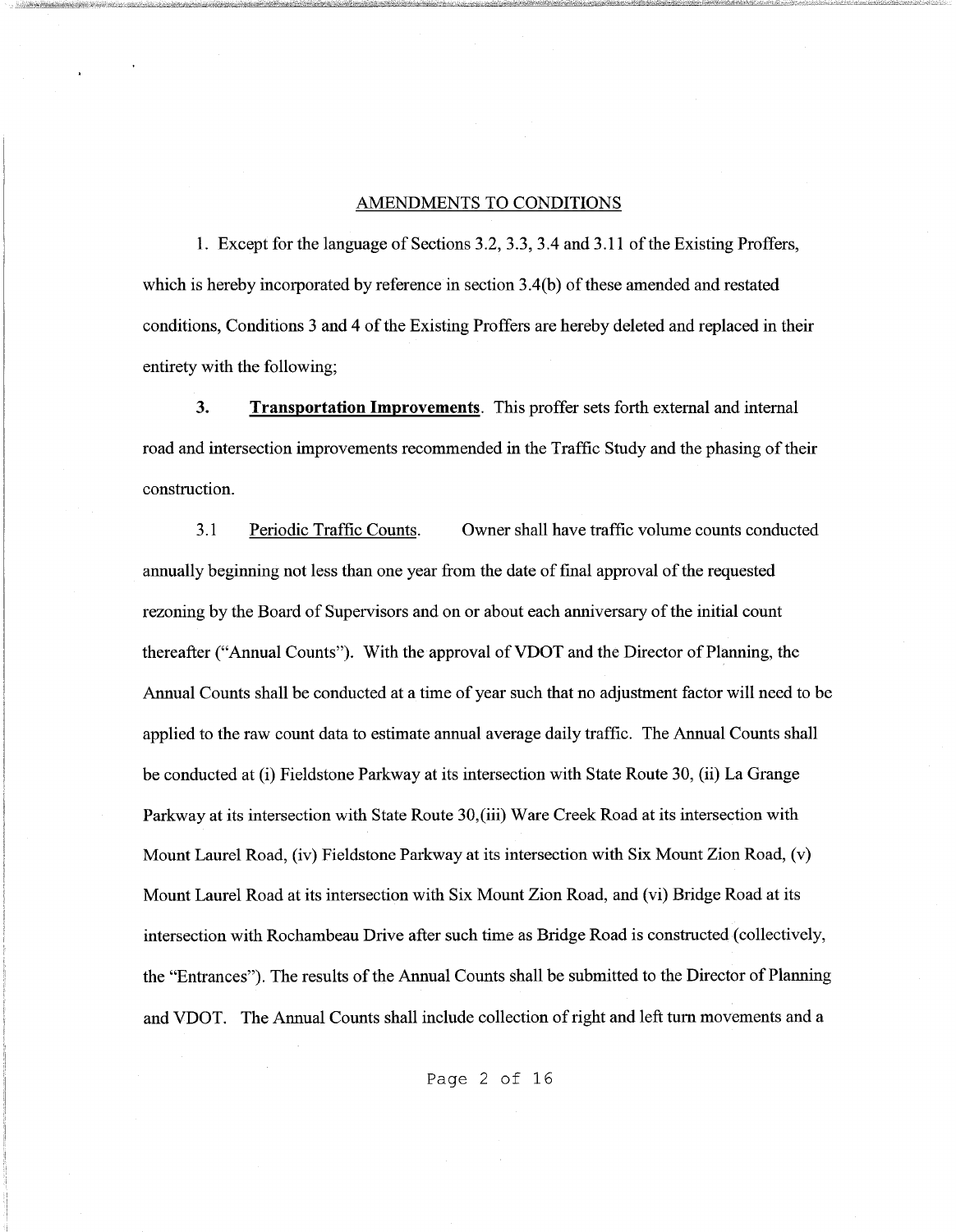## AMENDMENTS TO CONDITIONS

1. Except for the language of Sections 3.2, 3.3, 3.4 and 3.11 of the Existing Proffers, which is hereby incorporated by reference in section 3.4(b) of these amended and restated conditions, Conditions 3 and 4 of the Existing Proffers are hereby deleted and replaced in their entirety with the following;

**3. Transportation Improvements**. This proffer sets forth external and internal road and intersection improvements recommended in the Traffic Study and the phasing of their construction.

3.1 Periodic Traffic Counts. Owner shall have traffic volume counts conducted annually beginning not less than one year from the date of final approval of the requested rezoning by the Board of Supervisors and on or about each anniversary of the initial count thereafter ("Annual Counts"). With the approval of VDOT and the Director of Planning, the Annual Counts shall be conducted at a time of year such that no adjustment factor will need to be applied to the raw count data to estimate annual average daily traffic. The Annual Counts shall be conducted at (i) Fieldstone Parkway at its intersection with State Route 30, (ii) La Grange Parkway at its intersection with State Route 30,(iii) Ware Creek Road at its intersection with Mount Laurel Road, (iv) Fieldstone Parkway at its intersection with Six Mount Zion Road, (v) Mount Laurel Road at its intersection with Six Mount Zion Road, and (vi) Bridge Road at its intersection with Rochambeau Drive after such time as Bridge Road is constructed (collectively, the "Entrances"). The results of the Annual Counts shall be submitted to the Director of Planning and VDOT. The Annual Counts shall include collection of right and left turn movements and a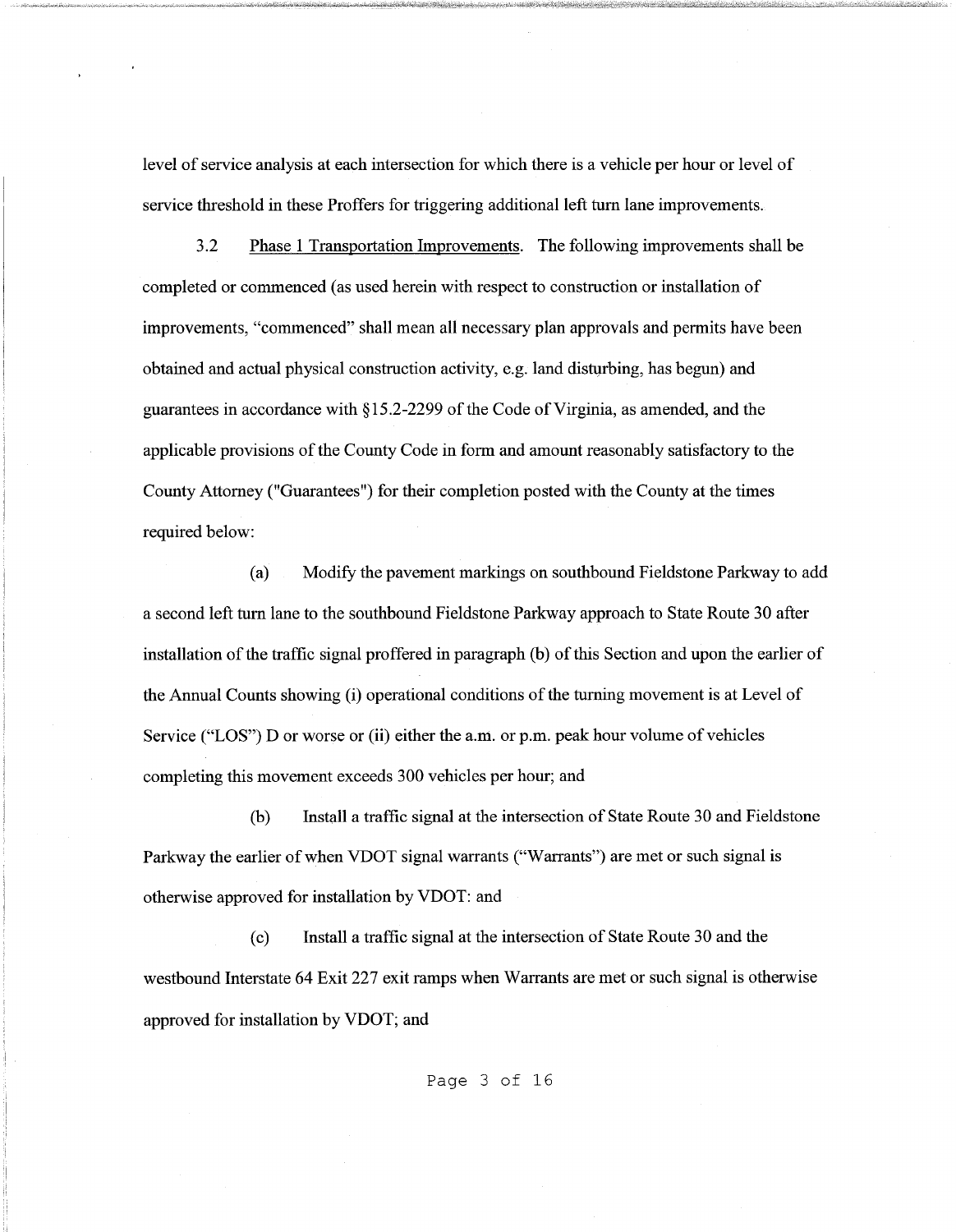level of service analysis at each intersection for which there is a vehicle per hour or level of service threshold in these Proffers for triggering additional left turn lane improvements.

3.2 Phase 1 Transportation Improvements. The following improvements shall be completed or commenced (as used herein with respect to construction or installation of improvements, "commenced" shall mean all necessary plan approvals and permits have been obtained and actual physical construction activity, e.g. land disturbing, has begun) and guarantees in accordance with §15.2-2299 of the Code of Virginia, as amended, and the applicable provisions of the County Code in form and amount reasonably satisfactory to the County Attorney ("Guarantees") for their completion posted with the County at the times required below:

(a) Modify the pavement markings on southbound Fieldstone Parkway to add a second left turn lane to the southbound Fieldstone Parkway approach to State Route 30 after installation of the traffic signal proffered in paragraph (b) of this Section and upon the earlier of the Annual Counts showing (i) operational conditions of the turning movement is at Level of Service ("LOS") D or worse or (ii) either the a.m. or p.m. peak hour volume of vehicles completing this movement exceeds 300 vehicles per hour; and

(b) Install a traffic signal at the intersection of State Route 30 and Fieldstone Parkway the earlier of when VDOT signal warrants ("Warrants") are met or such signal is otherwise approved for installation by VDOT: and

(c) Install a traffic signal at the intersection of State Route 30 and the westbound Interstate 64 Exit 227 exit ramps when Warrants are met or such signal is otherwise approved for installation by VDOT; and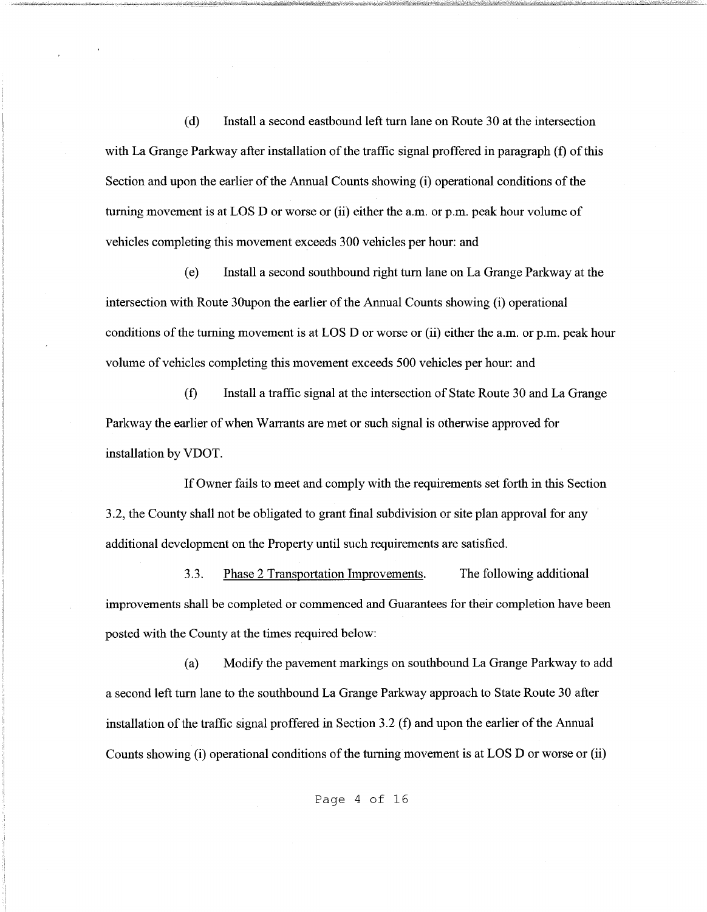(d) Install a second eastbound left turn lane on Route 30 at the intersection with La Grange Parkway after installation of the traffic signal proffered in paragraph (f) of this Section and upon the earlier of the Annual Counts showing (i) operational conditions of the turning movement is at LOS D or worse or (ii) either the a.m. or p.m. peak hour volume of vehicles completing this movement exceeds 300 vehicles per hour: and

(e) Install a second southbound right turn lane on La Grange Parkway at the intersection with Route 30upon the earlier of the Annual Counts showing (i) operational conditions of the turning movement is at LOS D or worse or (ii) either the a.m. or p.m. peak hour volume of vehicles completing this movement exceeds 500 vehicles per hour: and

(f) Install a traffic signal at the intersection of State Route 30 and La Grange Parkway the earlier of when Warrants are met or such signal is otherwise approved for installation by VDOT.

If Owner fails to meet and comply with the requirements set forth in this Section 3.2, the County shall not be obligated to grant final subdivision or site plan approval for any additional development on the Property until such requirements are satisfied.

3.3. <u>Phase 2 Transportation Improvements</u>. The following additional improvements shall be completed or commenced and Guarantees for their completion have been posted with the County at the times required below:

(a) Modify the pavement markings on southbound La Grange Parkway to add a second left turn lane to the southbound La Grange Parkway approach to State Route 30 after installation of the traffic signal proffered in Section 3.2 (f) and upon the earlier of the Annual Counts showing (i) operational conditions of the turning movement is at LOS D or worse or (ii)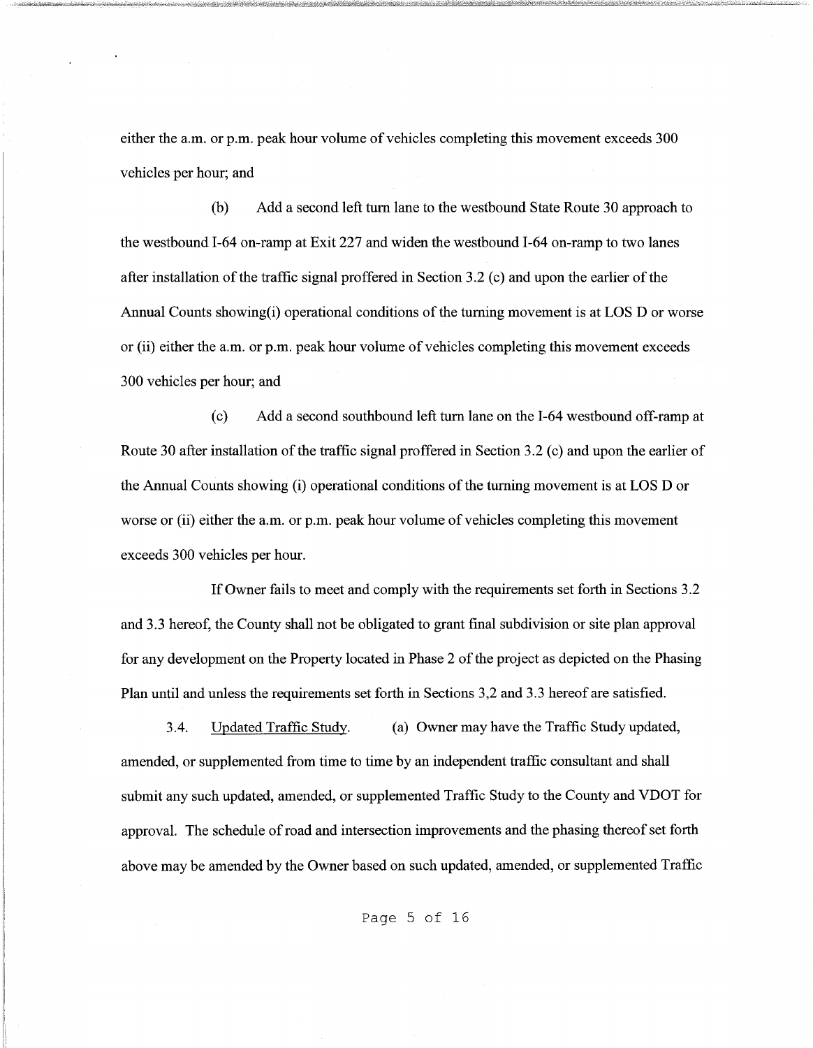either the a.m. or p.m. peak hour volume of vehicles completing this movement exceeds 300 vehicles per hour; and

(b) Add a second left turn lane to the westbound State Route 30 approach to the westbound I-64 on-ramp at Exit 227 and widen the westbound I-64 on-ramp to two lanes after installation of the traffic signal proffered in Section 3.2 (c) and upon the earlier of the Annual Counts showing(i) operational conditions of the turning movement is at LOS D or worse or (ii) either the a.m. or p.m. peak hour volume of vehicles completing this movement exceeds 300 vehicles per hour; and

(c) Add a second southbound left turn lane on the I-64 westbound off-ramp at Route 30 after installation of the traffic signal proffered in Section 3.2 (c) and upon the earlier of the Annual Counts showing (i) operational conditions of the turning movement is at LOS D or worse or (ii) either the a.m. or p.m. peak hour volume of vehicles completing this movement exceeds 300 vehicles per hour.

If Owner fails to meet and comply with the requirements set forth in Sections 3.2 and 3.3 hereof, the County shall not be obligated to grant final subdivision or site plan approval for any development on the Property located in Phase 2 of the project as depicted on the Phasing Plan until and unless the requirements set forth in Sections 3,2 and 3.3 hereof are satisfied.

3.4. Updated Traffic Study. (a) Owner may have the Traffic Study updated, amended, or supplemented from time to time by an independent traffic consultant and shall submit any such updated, amended, or supplemented Traffic Study to the County and VDOT for approval. The schedule of road and intersection improvements and the phasing thereof set forth above may be amended by the Owner based on such updated, amended, or supplemented Traffic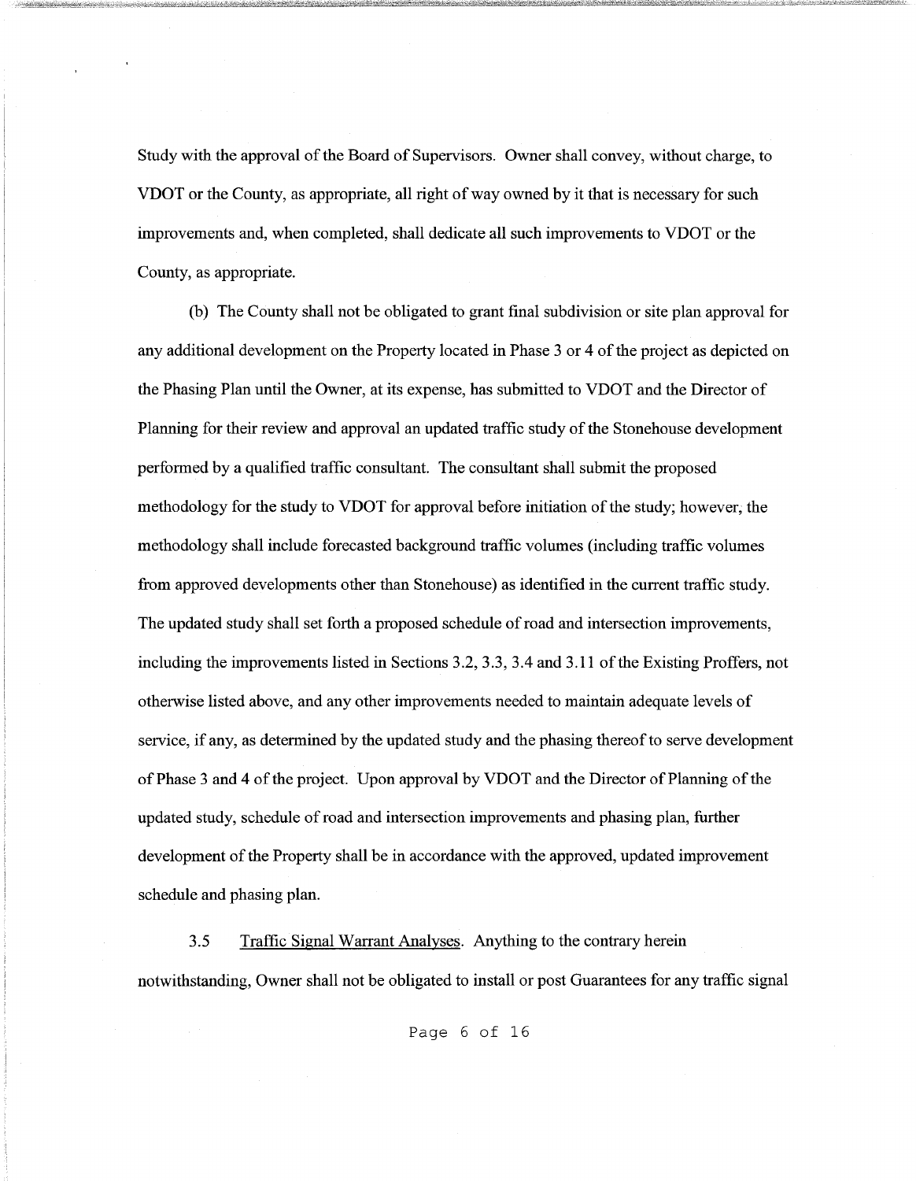Study with the approval of the Board of Supervisors. Owner shall convey, without charge, to VDOT or the County, as appropriate, all right of way owned by it that is necessary for such improvements and, when completed, shall dedicate all such improvements to VDOT or the County, as appropriate.

(b) The County shall not be obligated to grant final subdivision or site plan approval for any additional development on the Property located in Phase 3 or 4 of the project as depicted on the Phasing Plan until the Owner, at its expense, has submitted to VDOT and the Director of Planning for their review and approval an updated traffic study of the Stonehouse development performed by a qualified traffic consultant. The consultant shall submit the proposed methodology for the study to VDOT for approval before initiation of the study; however, the methodology shall include forecasted background traffic volumes (including traffic volumes from approved developments other than Stonehouse) as identified in the current traffic study. The updated study shall set forth a proposed schedule of road and intersection improvements, including the improvements listed in Sections 3.2, 3.3, 3.4 and 3.11 of the Existing Proffers, not otherwise listed above, and any other improvements needed to maintain adequate levels of service, if any, as determined by the updated study and the phasing thereof to serve development of Phase 3 and 4 of the project. Upon approval by VDOT and the Director of Planning of the updated study, schedule of road and intersection improvements and phasing plan, further development of the Property shall be in accordance with the approved, updated improvement schedule and phasing plan.

3.5 Traffic Signal Warrant Analyses. Anything to the contrary herein notwithstanding, Owner shall not be obligated to install or post Guarantees for any traffic signal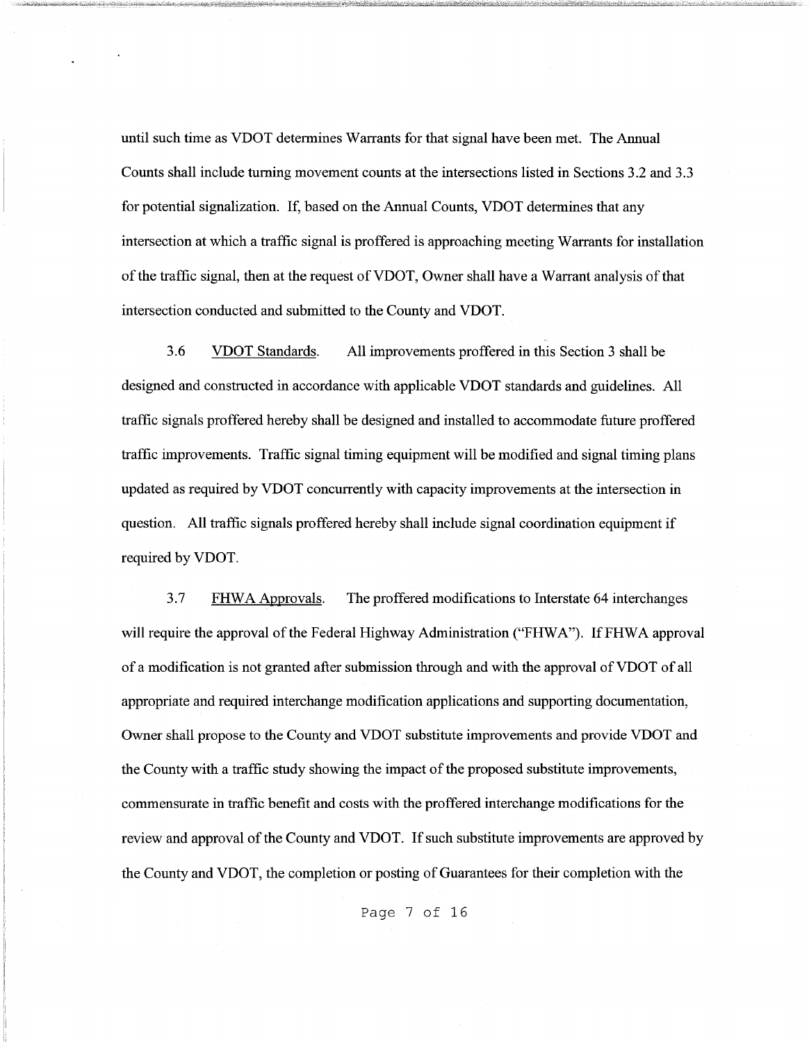until such time as VDOT determines Warrants for that signal have been met. The Annual Counts shall include turning movement counts at the intersections listed in Sections 3.2 and 3.3 for potential signalization. If, based on the Annual Counts, VDOT determines that any intersection at which a traffic signal is proffered is approaching meeting Warrants for installation of the traffic signal, then at the request of VDOT, Owner shall have a Warrant analysis of that intersection conducted and submitted to the County and VDOT.

3.6 VDOT Standards. All improvements proffered in this Section 3 shall be designed and constructed in accordance with applicable VDOT standards and guidelines. All traffic signals proffered hereby shall be designed and installed to accommodate future proffered traffic improvements. Traffic signal timing equipment will be modified and signal timing plans updated as required by VDOT concurrently with capacity improvements at the intersection in question. All traffic signals proffered hereby shall include signal coordination equipment if required by VDOT.

3.7 FHWA Approvals. The proffered modifications to Interstate 64 interchanges will require the approval of the Federal Highway Administration ("FHWA"). If FHWA approval of a modification is not granted after submission through and with the approval of VDOT of all appropriate and required interchange modification applications and supporting documentation, Owner shall propose to the County and VDOT substitute improvements and provide VDOT and the County with a traffic study showing the impact of the proposed substitute improvements, commensurate in traffic benefit and costs with the proffered interchange modifications for the review and approval of the County and VDOT. If such substitute improvements are approved by the County and VDOT, the completion or posting of Guarantees for their completion with the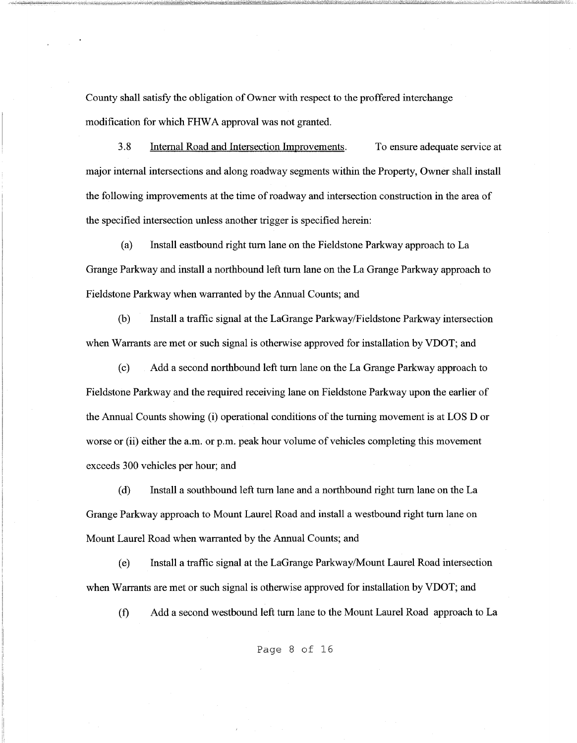County shall satisfy the obligation of Owner with respect to the proffered interchange modification for which FHWA approval was not granted.

3.8 Internal Road and Intersection Improvements. To ensure adequate service at major internal intersections and along roadway segments within the Property, Owner shall install the following improvements at the time of roadway and intersection construction in the area of the specified intersection unless another trigger is specified herein:

(a) Install eastbound right turn lane on the Fieldstone Parkway approach to La Grange Parkway and install a northbound left turn lane on the La Grange Parkway approach to Fieldstone Parkway when warranted by the Annual Counts; and

(b) Install a traffic signal at the LaGrange Parkway/Fieldstone Parkway intersection when Warrants are met or such signal is otherwise approved for installation by VDOT; and

(c) Add a second northbound left turn lane on the La Grange Parkway approach to Fieldstone Parkway and the required receiving lane on Fieldstone Parkway upon the earlier of the Annual Counts showing (i) operational conditions of the turning movement is at LOS D or worse or (ii) either the a.m. or p.m. peak hour volume of vehicles completing this movement exceeds 300 vehicles per hour; and

(d) Install a southbound left turn lane and a northbound right turn lane on the La Grange Parkway approach to Mount Laurel Road and install a westbound right turn lane on Mount Laurel Road when warranted by the Annual Counts; and

(e) Install a traffic signal at the LaGrange Parkway/Mount Laurel Road intersection when Warrants are met or such signal is otherwise approved for installation by VDOT; and

(f) Add a second westbound left turn lane to the Mount Laurel Road approach to La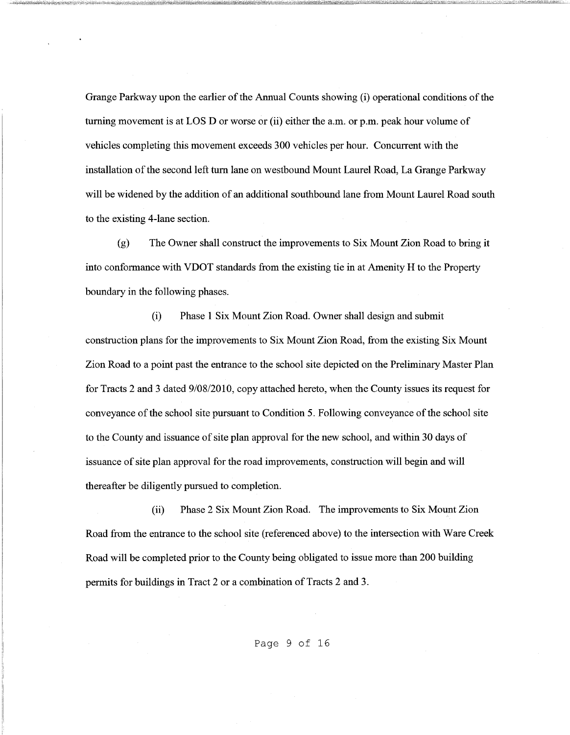Grange Parkway upon the earlier of the Annual Counts showing (i) operational conditions of the turning movement is at LOS D or worse or (ii) either the a.m. or p.m. peak hour volume of vehicles completing this movement exceeds 300 vehicles per hour. Concurrent with the installation of the second left turn lane on westbound Mount Laurel Road, La Grange Parkway will be widened by the addition of an additional southbound lane from Mount Laurel Road south to the existing 4-lane section.

(g) The Owner shall construct the improvements to Six Mount Zion Road to bring it into conformance with VDOT standards from the existing tie in at Amenity H to the Property boundary in the following phases.

(i) Phase 1 Six Mount Zion Road. Owner shall design and submit construction plans for the improvements to Six Mount Zion Road, from the existing Six Mount Zion Road to a point past the entrance to the school site depicted on the Preliminary Master Plan for Tracts 2 and 3 dated 9/08/2010, copy attached hereto, when the County issues its request for conveyance of the school site pursuant to Condition 5. Following conveyance of the school site to the County and issuance of site plan approval for the new school, and within 30 days of issuance of site plan approval for the road improvements, construction will begin and will thereafter be diligently pursued to completion.

(ii) Phase 2 Six Mount Zion Road. The improvements to Six Mount Zion Road from the entrance to the school site (referenced above) to the intersection with Ware Creek Road will be completed prior to the County being obligated to issue more than 200 building permits for buildings in Tract 2 or a combination of Tracts 2 and 3.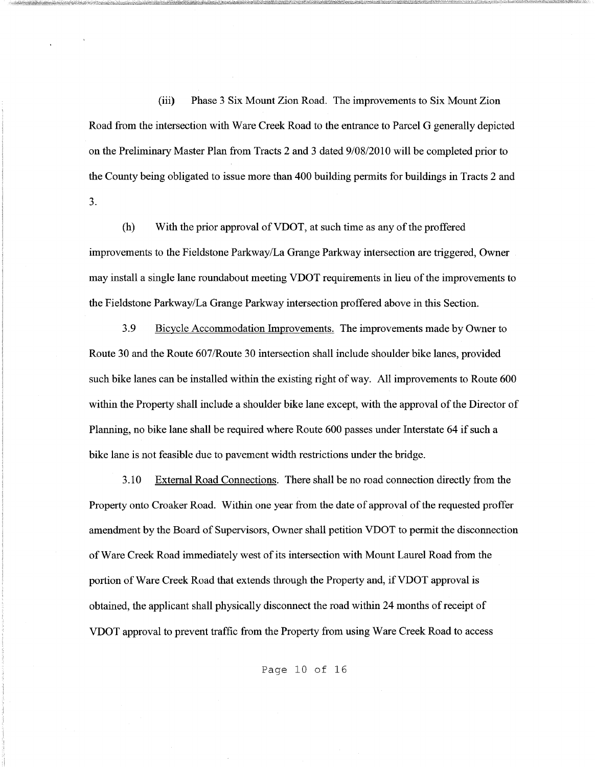(iii) Phase 3 Six Mount Zion Road. The improvements to Six Mount Zion Road from the intersection with Ware Creek Road to the entrance to Parcel G generally depicted on the Preliminary Master Plan from Tracts 2 and 3 dated 9/08/2010 will be completed prior to the County being obligated to issue more than 400 building permits for buildings in Tracts 2 and 3.

(h) With the prior approval of VDOT, at such time as any of the proffered improvements to the Fieldstone Parkway/La Grange Parkway intersection are triggered, Owner may install a single lane roundabout meeting VDOT requirements in lieu of the improvements to the Fieldstone Parkway/La Grange Parkway intersection proffered above in this Section.

3.9 <u>Bicycle Accommodation Improvements.</u> The improvements made by Owner to Route 30 and the Route 607/Route 30 intersection shall include shoulder bike lanes, provided such bike lanes can be installed within the existing right of way. All improvements to Route 600 within the Property shall include a shoulder bike lane except, with the approval of the Director of Planning, no bike lane shall be required where Route 600 passes under Interstate 64 if such a bike lane is not feasible due to pavement width restrictions under the bridge.

3.10 <u>External Road Connections</u>. There shall be no road connection directly from the Property onto Croaker Road. Within one year from the date of approval of the requested proffer amendment by the Board of Supervisors, Owner shall petition VDOT to permit the disconnection of Ware Creek Road immediately west of its intersection with Mount Laurel Road from the portion of Ware Creek Road that extends through the Property and, if VDOT approval is obtained, the applicant shall physically disconnect the road within 24 months of receipt of VDOT approval to prevent traffic from the Property from using Ware Creek Road to access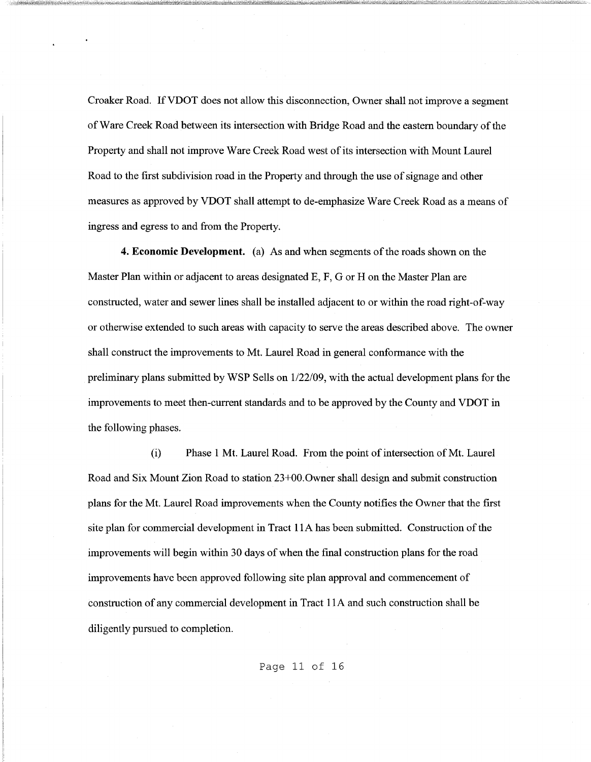Croaker Road. If VDOT does not allow this disconnection, Owner shall not improve a segment of Ware Creek Road between its intersection with Bridge Road and the eastern boundary of the Property and shall not improve Ware Creek Road west of its intersection with Mount Laurel Road to the first subdivision road in the Property and through the use of signage and other measures as approved by VDOT shall attempt to de-emphasize Ware Creek Road as a means of ingress and egress to and from the Property.

**4. Economic Development.** (a) As and when segments of the roads shown on the Master Plan within or adjacent to areas designated E, F, G or H on the Master Plan are constructed, water and sewer lines shall be installed adjacent to or within the road right-of-way or otherwise extended to such areas with capacity to serve the areas described above. The owner shall construct the improvements to Mt. Laurel Road in general conformance with the preliminary plans submitted by WSP Sells on 1/22/09, with the actual development plans for the improvements to meet then-current standards and to be approved by the County and VDOT in the following phases.

(i) Phase 1 Mt. Laurel Road. From the point of intersection of Mt. Laurel Road and Six Mount Zion Road to station 23+00.Owner shall design and submit construction plans for the Mt. Laurel Road improvements when the County notifies the Owner that the first site plan for commercial development in Tract 11A has been submitted. Construction of the improvements will begin within 30 days of when the final construction plans for the road improvements have been approved following site plan approval and commencement of construction of any commercial development in Tract 11A and such construction shall be diligently pursued to completion.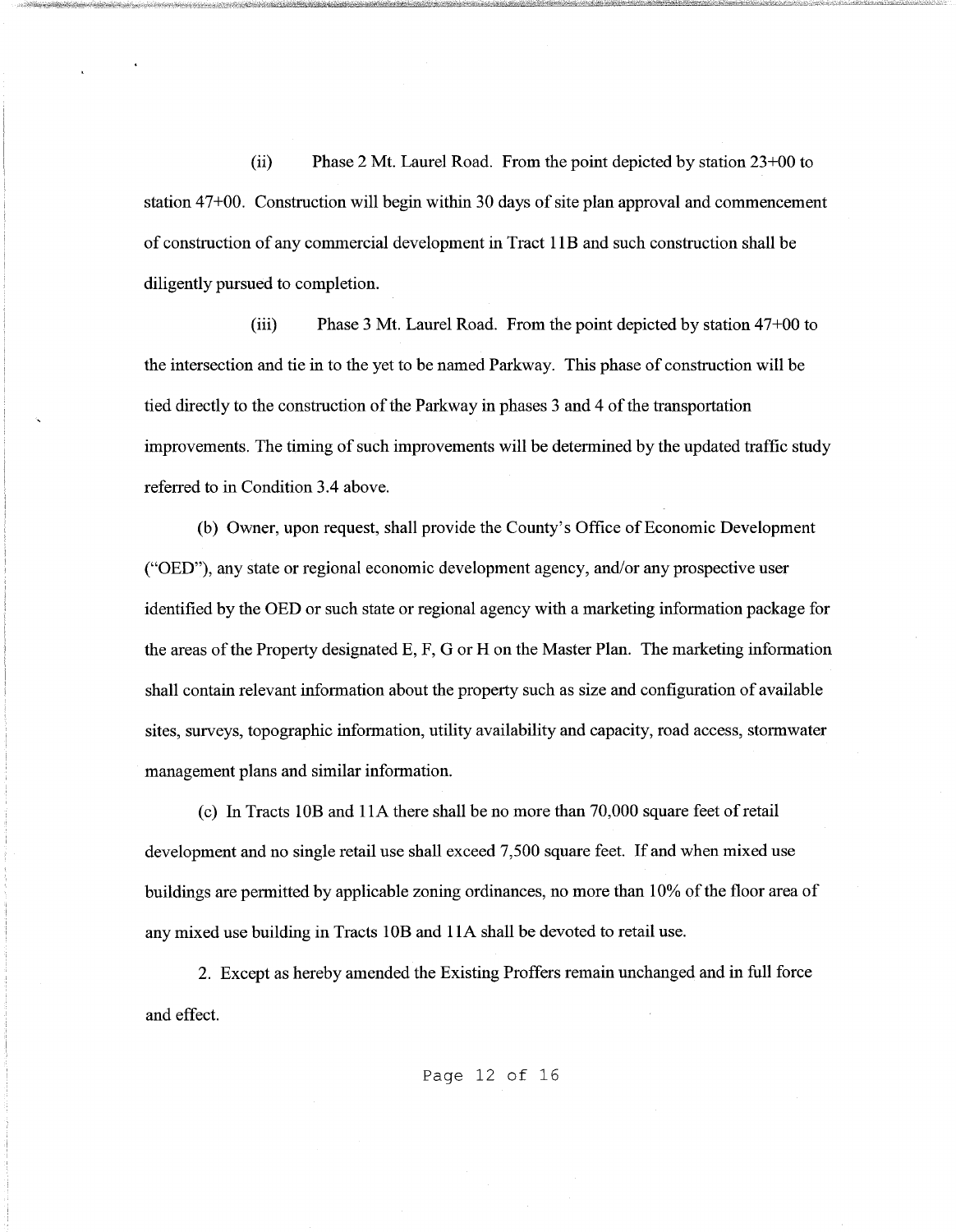(ii) Phase 2 Mt. Laurel Road. From the point depicted by station 23+00 to station 47+00. Construction will begin within 30 days of site plan approval and commencement of construction of any commercial development in Tract 11B and such construction shall be diligently pursued to completion.

(iii) Phase 3 Mt. Laurel Road. From the point depicted by station 47+00 to the intersection and tie in to the yet to be named Parkway. This phase of construction will be tied directly to the construction of the Parkway in phases 3 and 4 of the transportation improvements. The timing of such improvements will be determined by the updated traffic study referred to in Condition 3.4 above.

(b) Owner, upon request, shall provide the County's Office of Economic Development ("OED"), any state or regional economic development agency, and/or any prospective user identified by the OED or such state or regional agency with a marketing information package for the areas of the Property designated E, F, G or H on the Master Plan. The marketing information shall contain relevant information about the property such as size and configuration of available sites, surveys, topographic information, utility availability and capacity, road access, stormwater management plans and similar information.

(c) In Tracts 10B and 11A there shall be no more than 70,000 square feet of retail development and no single retail use shall exceed 7,500 square feet. If and when mixed use buildings are permitted by applicable zoning ordinances, no more than 10% of the floor area of any mixed use building in Tracts 10B and 11A shall be devoted to retail use.

2. Except as hereby amended the Existing Proffers remain unchanged and in full force and effect.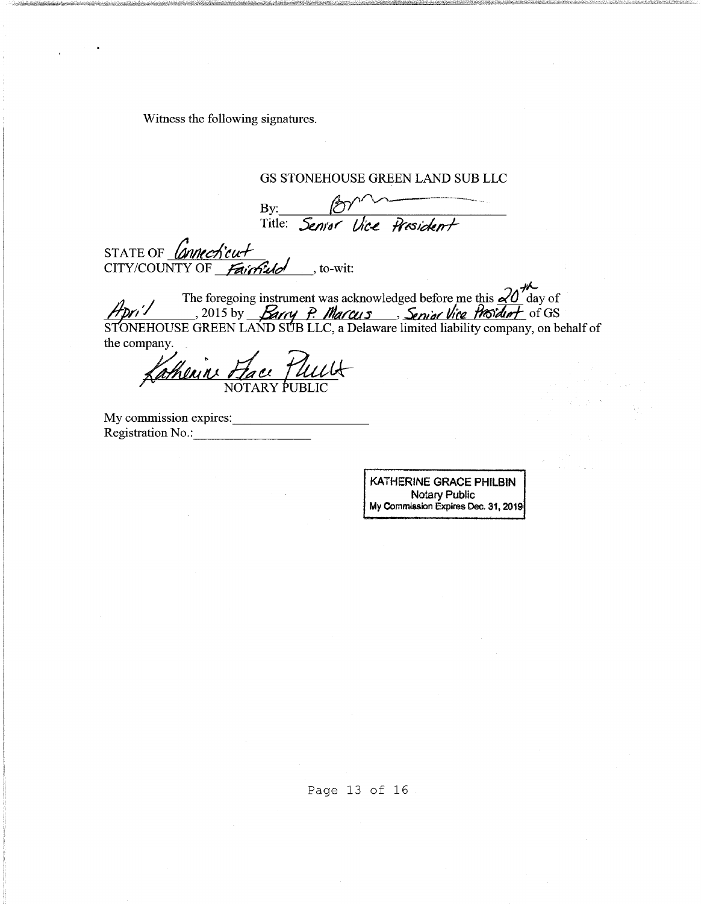Witness the following signatures.

GS STONEHOUSE GREEN LAND SUB LLC

By: ______________________________
Title: Senior Vice President

STATE OF Connecticut
CITY/COUNTY OF Fairfield, to-wit:

The foregoing instrument was acknowledged before me this 20th day of April, 2015 by Barry P. Marcus, Senior Vice President of GS STONEHOUSE GREEN LAND SUB LLC, a Delaware limited liability company, on behalf of the company.

______________________________
NOTARY PUBLIC

My commission expires: ____________________
Registration No.: ____________________

KATHERINE GRACE PHILBIN
Notary Public
My Commission Expires Dec. 31, 2019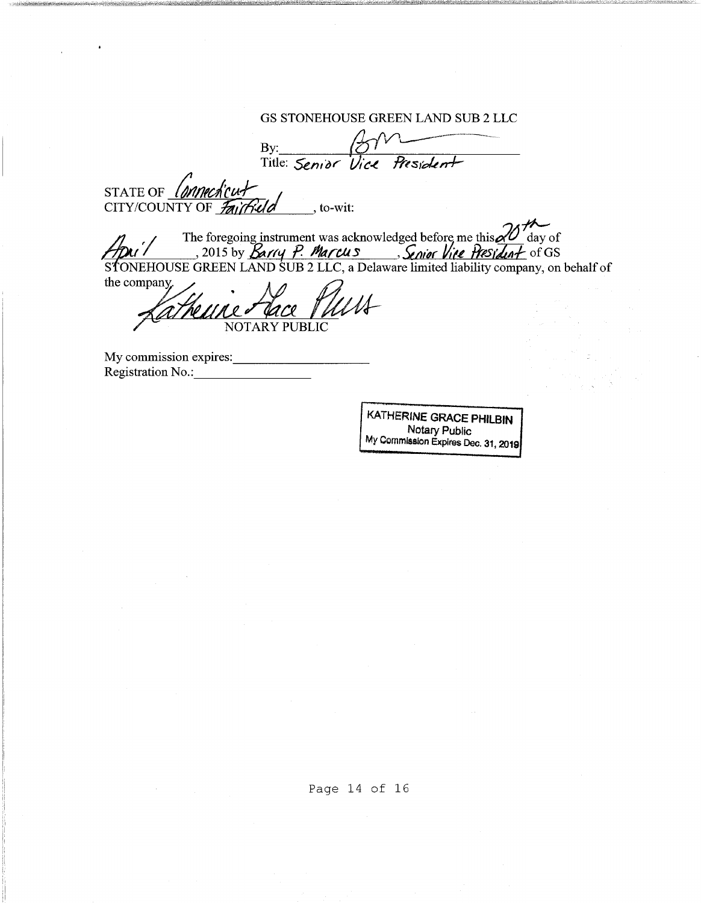GS STONEHOUSE GREEN LAND SUB 2 LLC

By: BM

Title: Senior Vice President

STATE OF Connecticut

CITY/COUNTY OF Fairfield, to-wit:

The foregoing instrument was acknowledged before me this 20th day of April, 2015 by Barry P. Marcus, Senior Vice President of GS STONEHOUSE GREEN LAND SUB 2 LLC, a Delaware limited liability company, on behalf of the company.

Katherine Grace Philbin

NOTARY PUBLIC

My commission expires: ____________________

Registration No.: ________________

KATHERINE GRACE PHILBIN
Notary Public
My Commission Expires Dec. 31, 2019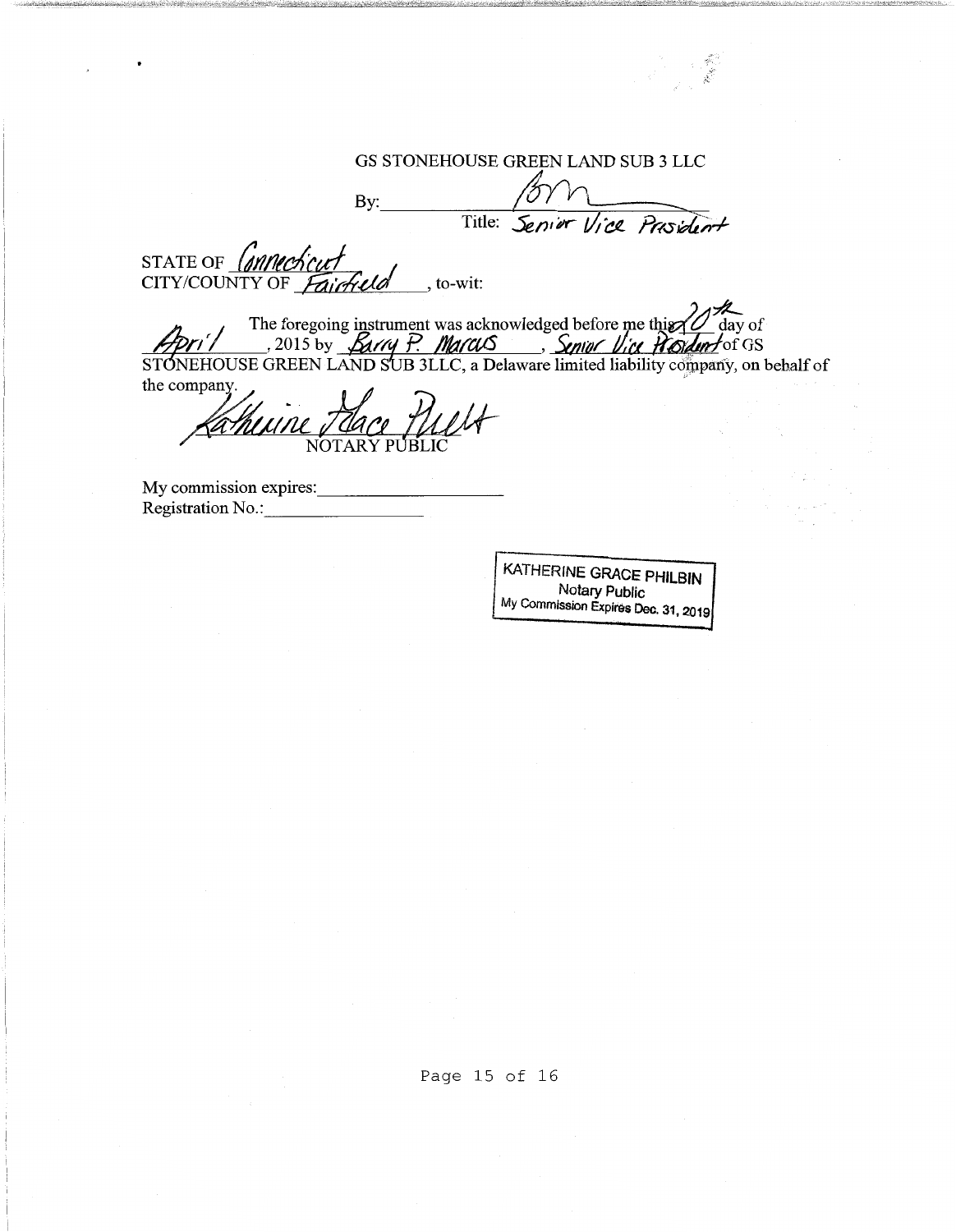GS STONEHOUSE GREEN LAND SUB 3 LLC

By: BM

Title: Senior Vice President

STATE OF Connecticut
CITY/COUNTY OF Fairfield, to-wit:

The foregoing instrument was acknowledged before me this 20th day of April, 2015 by Barry P. Marcus, Senior Vice President of GS STONEHOUSE GREEN LAND SUB 3LLC, a Delaware limited liability company, on behalf of the company.

Katherine Grace Philbin
NOTARY PUBLIC

My commission expires: ____________________
Registration No.: ____________________

KATHERINE GRACE PHILBIN
Notary Public
My Commission Expires Dec. 31, 2019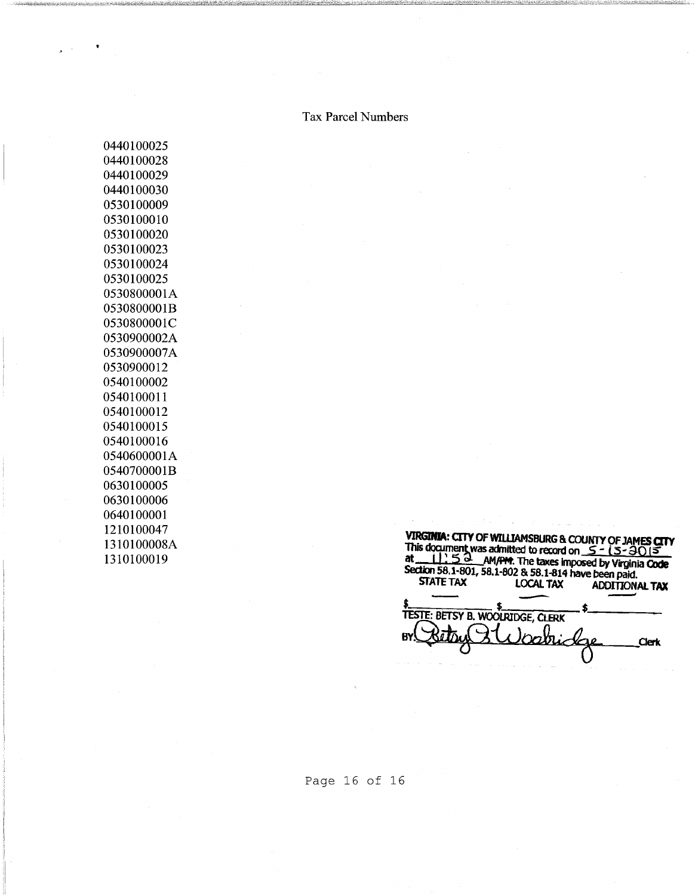## Tax Parcel Numbers

0440100025
0440100028
0440100029
0440100030
0530100009
0530100010
0530100020
0530100023
0530100024
0530100025
0530800001A
0530800001B
0530800001C
0530900002A
0530900007A
0530900012
0540100002
0540100011
0540100012
0540100015
0540100016
0540600001A
0540700001B
0630100005
0630100006
0640100001
1210100047
1310100008A
1310100019

**VIRGINIA: CITY OF WILLIAMSBURG & COUNTY OF JAMES CITY**
This document was admitted to record on 5-15-2015 at 11:52 AM/PM. The taxes imposed by Virginia Code Section 58.1-801, 58.1-802 & 58.1-814 have been paid.

| STATE TAX | LOCAL TAX | ADDITIONAL TAX |
| --- | --- | --- |
| $ | $ | $ |

TESTE: BETSY B. WOOLRIDGE, CLERK

BY: Betsy B. Woolridge Clerk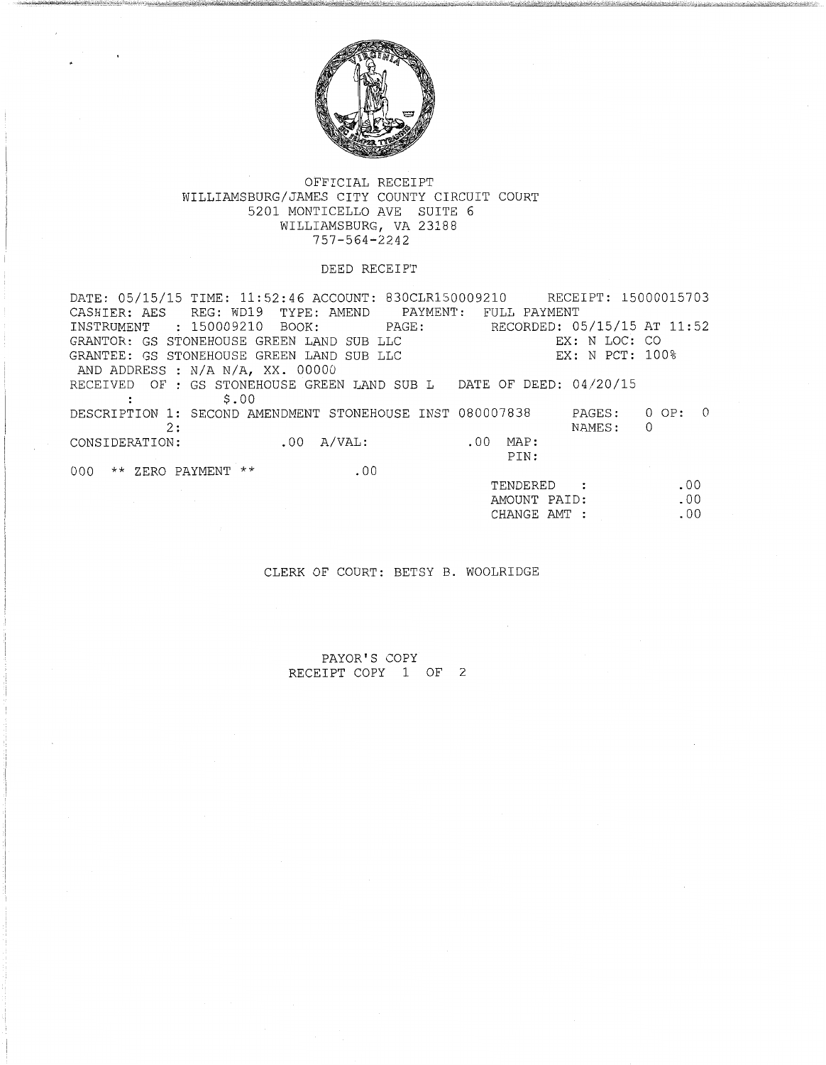OFFICIAL RECEIPT
WILLIAMSBURG/JAMES CITY COUNTY CIRCUIT COURT
5201 MONTICELLO AVE SUITE 6
WILLIAMSBURG, VA 23188
757-564-2242

DEED RECEIPT

```
DATE: 05/15/15 TIME: 11:52:46 ACCOUNT: 830CLR150009210     RECEIPT: 15000015703
CASHIER: AES   REG: WD19  TYPE: AMEND    PAYMENT:  FULL PAYMENT
INSTRUMENT   : 150009210  BOOK:         PAGE:         RECORDED: 05/15/15 AT 11:52
GRANTOR: GS STONEHOUSE GREEN LAND SUB LLC                       EX: N LOC: CO
GRANTEE: GS STONEHOUSE GREEN LAND SUB LLC                       EX: N PCT: 100%
 AND ADDRESS : N/A N/A, XX. 00000
RECEIVED  OF : GS STONEHOUSE GREEN LAND SUB L   DATE OF DEED: 04/20/15
       :         $.00
DESCRIPTION 1: SECOND AMENDMENT STONEHOUSE INST 080007838      PAGES:   0 OP:  0
          2:                                                   NAMES:   0
CONSIDERATION:            .00  A/VAL:             .00  MAP:
                                                       PIN:
000  ** ZERO PAYMENT **              .00
                                                  TENDERED    :           .00
                                                  AMOUNT PAID:            .00
                                                  CHANGE AMT :            .00
```

CLERK OF COURT: BETSY B. WOOLRIDGE

PAYOR'S COPY
RECEIPT COPY 1 OF 2